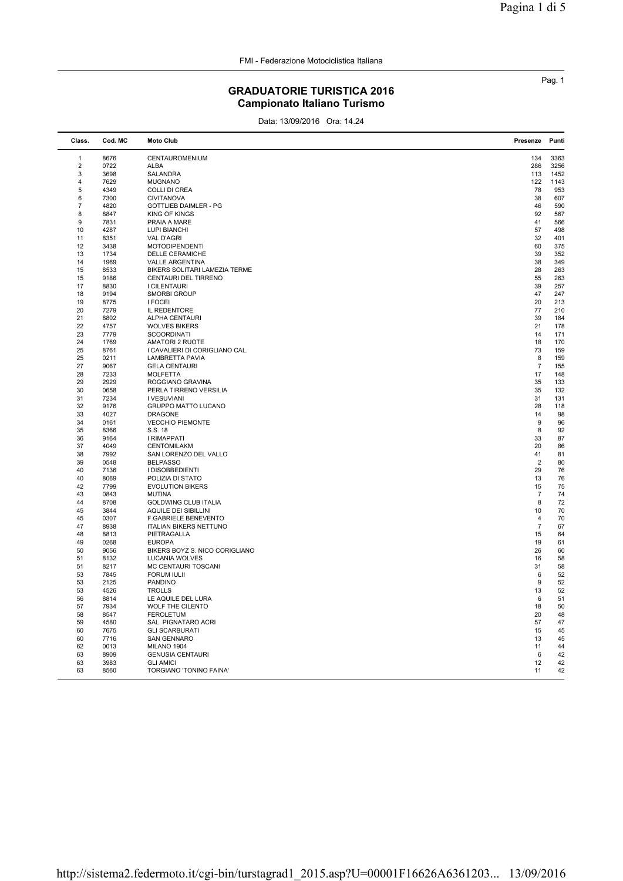FMI - Federazione Motociclistica Italiana

## GRADUATORIE TURISTICA 2016
### Campionato Italiano Turismo

Data: 13/09/2016 Ora: 14.24

| Class. | Cod. MC | Moto Club | Presenze | Punti |
|---|---|---|---|---|
| 1 | 8676 | CENTAUROMENIUM | 134 | 3363 |
| 2 | 0722 | ALBA | 286 | 3256 |
| 3 | 3698 | SALANDRA | 113 | 1452 |
| 4 | 7629 | MUGNANO | 122 | 1143 |
| 5 | 4349 | COLLI DI CREA | 78 | 953 |
| 6 | 7300 | CIVITANOVA | 38 | 607 |
| 7 | 4820 | GOTTLIEB DAIMLER - PG | 46 | 590 |
| 8 | 8847 | KING OF KINGS | 92 | 567 |
| 9 | 7831 | PRAIA A MARE | 41 | 566 |
| 10 | 4287 | LUPI BIANCHI | 57 | 498 |
| 11 | 8351 | VAL D'AGRI | 32 | 401 |
| 12 | 3438 | MOTODIPENDENTI | 60 | 375 |
| 13 | 1734 | DELLE CERAMICHE | 39 | 352 |
| 14 | 1969 | VALLE ARGENTINA | 38 | 349 |
| 15 | 8533 | BIKERS SOLITARI LAMEZIA TERME | 28 | 263 |
| 15 | 9186 | CENTAURI DEL TIRRENO | 55 | 263 |
| 17 | 8830 | I CILENTAURI | 39 | 257 |
| 18 | 9194 | SMORBI GROUP | 47 | 247 |
| 19 | 8775 | I FOCEI | 20 | 213 |
| 20 | 7279 | IL REDENTORE | 77 | 210 |
| 21 | 8802 | ALPHA CENTAURI | 39 | 184 |
| 22 | 4757 | WOLVES BIKERS | 21 | 178 |
| 23 | 7779 | SCOORDINATI | 14 | 171 |
| 24 | 1769 | AMATORI 2 RUOTE | 18 | 170 |
| 25 | 8761 | I CAVALIERI DI CORIGLIANO CAL. | 73 | 159 |
| 25 | 0211 | LAMBRETTA PAVIA | 8 | 159 |
| 27 | 9067 | GELA CENTAURI | 7 | 155 |
| 28 | 7233 | MOLFETTA | 17 | 148 |
| 29 | 2929 | ROGGIANO GRAVINA | 35 | 133 |
| 30 | 0658 | PERLA TIRRENO VERSILIA | 35 | 132 |
| 31 | 7234 | I VESUVIANI | 31 | 131 |
| 32 | 9176 | GRUPPO MATTO LUCANO | 28 | 118 |
| 33 | 4027 | DRAGONE | 14 | 98 |
| 34 | 0161 | VECCHIO PIEMONTE | 9 | 96 |
| 35 | 8366 | S.S. 18 | 8 | 92 |
| 36 | 9164 | I RIMAPPATI | 33 | 87 |
| 37 | 4049 | CENTOMILAKM | 20 | 86 |
| 38 | 7992 | SAN LORENZO DEL VALLO | 41 | 81 |
| 39 | 0548 | BELPASSO | 2 | 80 |
| 40 | 7136 | I DISOBBEDIENTI | 29 | 76 |
| 40 | 8069 | POLIZIA DI STATO | 13 | 76 |
| 42 | 7799 | EVOLUTION BIKERS | 15 | 75 |
| 43 | 0843 | MUTINA | 7 | 74 |
| 44 | 8708 | GOLDWING CLUB ITALIA | 8 | 72 |
| 45 | 3844 | AQUILE DEI SIBILLINI | 10 | 70 |
| 45 | 0307 | F.GABRIELE BENEVENTO | 4 | 70 |
| 47 | 8938 | ITALIAN BIKERS NETTUNO | 7 | 67 |
| 48 | 8813 | PIETRAGALLA | 15 | 64 |
| 49 | 0268 | EUROPA | 19 | 61 |
| 50 | 9056 | BIKERS BOYZ S. NICO CORIGLIANO | 26 | 60 |
| 51 | 8132 | LUCANIA WOLVES | 16 | 58 |
| 51 | 8217 | MC CENTAURI TOSCANI | 31 | 58 |
| 53 | 7845 | FORUM IULII | 6 | 52 |
| 53 | 2125 | PANDINO | 9 | 52 |
| 53 | 4526 | TROLLS | 13 | 52 |
| 56 | 8814 | LE AQUILE DEL LURA | 6 | 51 |
| 57 | 7934 | WOLF THE CILENTO | 18 | 50 |
| 58 | 8547 | FEROLETUM | 20 | 48 |
| 59 | 4580 | SAL. PIGNATARO ACRI | 57 | 47 |
| 60 | 7675 | GLI SCARBURATI | 15 | 45 |
| 60 | 7716 | SAN GENNARO | 13 | 45 |
| 62 | 0013 | MILANO 1904 | 11 | 44 |
| 63 | 8909 | GENUSIA CENTAURI | 6 | 42 |
| 63 | 3983 | GLI AMICI | 12 | 42 |
| 63 | 8560 | TORGIANO 'TONINO FAINA' | 11 | 42 |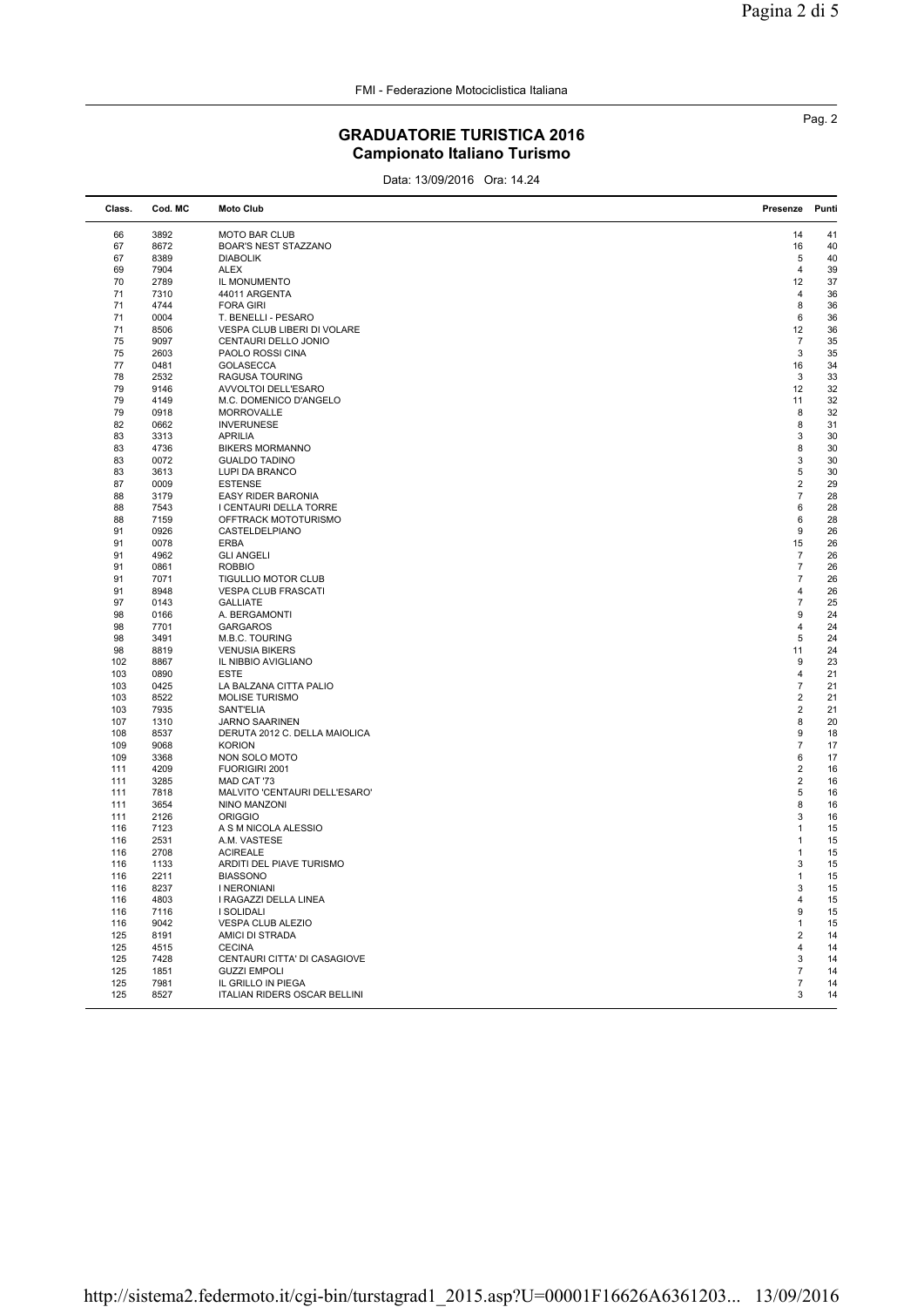FMI - Federazione Motociclistica Italiana

## GRADUATORIE TURISTICA 2016
### Campionato Italiano Turismo

Data: 13/09/2016 Ora: 14.24

| Class. | Cod. MC | Moto Club | Presenze | Punti |
|---|---|---|---|---|
| 66 | 3892 | MOTO BAR CLUB | 14 | 41 |
| 67 | 8672 | BOAR'S NEST STAZZANO | 16 | 40 |
| 67 | 8389 | DIABOLIK | 5 | 40 |
| 69 | 7904 | ALEX | 4 | 39 |
| 70 | 2789 | IL MONUMENTO | 12 | 37 |
| 71 | 7310 | 44011 ARGENTA | 4 | 36 |
| 71 | 4744 | FORA GIRI | 8 | 36 |
| 71 | 0004 | T. BENELLI - PESARO | 6 | 36 |
| 71 | 8506 | VESPA CLUB LIBERI DI VOLARE | 12 | 36 |
| 75 | 9097 | CENTAURI DELLO JONIO | 7 | 35 |
| 75 | 2603 | PAOLO ROSSI CINA | 3 | 35 |
| 77 | 0481 | GOLASECCA | 16 | 34 |
| 78 | 2532 | RAGUSA TOURING | 3 | 33 |
| 79 | 9146 | AVVOLTOI DELL'ESARO | 12 | 32 |
| 79 | 4149 | M.C. DOMENICO D'ANGELO | 11 | 32 |
| 79 | 0918 | MORROVALLE | 8 | 32 |
| 82 | 0662 | INVERUNESE | 8 | 31 |
| 83 | 3313 | APRILIA | 3 | 30 |
| 83 | 4736 | BIKERS MORMANNO | 8 | 30 |
| 83 | 0072 | GUALDO TADINO | 3 | 30 |
| 83 | 3613 | LUPI DA BRANCO | 5 | 30 |
| 87 | 0009 | ESTENSE | 2 | 29 |
| 88 | 3179 | EASY RIDER BARONIA | 7 | 28 |
| 88 | 7543 | I CENTAURI DELLA TORRE | 6 | 28 |
| 88 | 7159 | OFFTRACK MOTOTURISMO | 6 | 28 |
| 91 | 0926 | CASTELDELPIANO | 9 | 26 |
| 91 | 0078 | ERBA | 15 | 26 |
| 91 | 4962 | GLI ANGELI | 7 | 26 |
| 91 | 0861 | ROBBIO | 7 | 26 |
| 91 | 7071 | TIGULLIO MOTOR CLUB | 7 | 26 |
| 91 | 8948 | VESPA CLUB FRASCATI | 4 | 26 |
| 97 | 0143 | GALLIATE | 7 | 25 |
| 98 | 0166 | A. BERGAMONTI | 9 | 24 |
| 98 | 7701 | GARGAROS | 4 | 24 |
| 98 | 3491 | M.B.C. TOURING | 5 | 24 |
| 98 | 8819 | VENUSIA BIKERS | 11 | 24 |
| 102 | 8867 | IL NIBBIO AVIGLIANO | 9 | 23 |
| 103 | 0890 | ESTE | 4 | 21 |
| 103 | 0425 | LA BALZANA CITTA PALIO | 7 | 21 |
| 103 | 8522 | MOLISE TURISMO | 2 | 21 |
| 103 | 7935 | SANT'ELIA | 2 | 21 |
| 107 | 1310 | JARNO SAARINEN | 8 | 20 |
| 108 | 8537 | DERUTA 2012 C. DELLA MAIOLICA | 9 | 18 |
| 109 | 9068 | KORION | 7 | 17 |
| 109 | 3368 | NON SOLO MOTO | 6 | 17 |
| 111 | 4209 | FUORIGIRI 2001 | 2 | 16 |
| 111 | 3285 | MAD CAT '73 | 2 | 16 |
| 111 | 7818 | MALVITO 'CENTAURI DELL'ESARO' | 5 | 16 |
| 111 | 3654 | NINO MANZONI | 8 | 16 |
| 111 | 2126 | ORIGGIO | 3 | 16 |
| 116 | 7123 | A S M NICOLA ALESSIO | 1 | 15 |
| 116 | 2531 | A.M. VASTESE | 1 | 15 |
| 116 | 2708 | ACIREALE | 1 | 15 |
| 116 | 1133 | ARDITI DEL PIAVE TURISMO | 3 | 15 |
| 116 | 2211 | BIASSONO | 1 | 15 |
| 116 | 8237 | I NERONIANI | 3 | 15 |
| 116 | 4803 | I RAGAZZI DELLA LINEA | 4 | 15 |
| 116 | 7116 | I SOLIDALI | 9 | 15 |
| 116 | 9042 | VESPA CLUB ALEZIO | 1 | 15 |
| 125 | 8191 | AMICI DI STRADA | 2 | 14 |
| 125 | 4515 | CECINA | 4 | 14 |
| 125 | 7428 | CENTAURI CITTA' DI CASAGIOVE | 3 | 14 |
| 125 | 1851 | GUZZI EMPOLI | 7 | 14 |
| 125 | 7981 | IL GRILLO IN PIEGA | 7 | 14 |
| 125 | 8527 | ITALIAN RIDERS OSCAR BELLINI | 3 | 14 |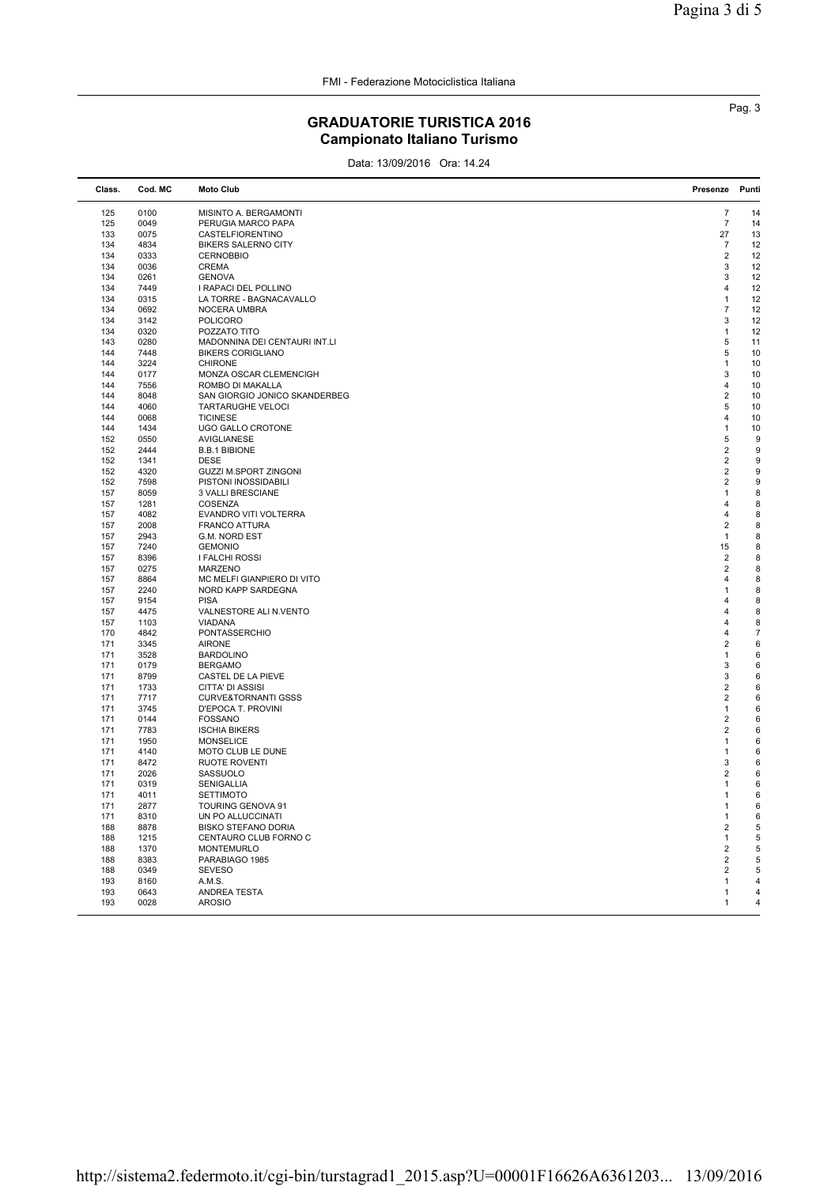FMI - Federazione Motociclistica Italiana

## GRADUATORIE TURISTICA 2016
### Campionato Italiano Turismo

Data: 13/09/2016 Ora: 14.24

| Class. | Cod. MC | Moto Club | Presenze | Punti |
|---|---|---|---|---|
| 125 | 0100 | MISINTO A. BERGAMONTI | 7 | 14 |
| 125 | 0049 | PERUGIA MARCO PAPA | 7 | 14 |
| 133 | 0075 | CASTELFIORENTINO | 27 | 13 |
| 134 | 4834 | BIKERS SALERNO CITY | 7 | 12 |
| 134 | 0333 | CERNOBBIO | 2 | 12 |
| 134 | 0036 | CREMA | 3 | 12 |
| 134 | 0261 | GENOVA | 3 | 12 |
| 134 | 7449 | I RAPACI DEL POLLINO | 4 | 12 |
| 134 | 0315 | LA TORRE - BAGNACAVALLO | 1 | 12 |
| 134 | 0692 | NOCERA UMBRA | 7 | 12 |
| 134 | 3142 | POLICORO | 3 | 12 |
| 134 | 0320 | POZZATO TITO | 1 | 12 |
| 143 | 0280 | MADONNINA DEI CENTAURI INT.LI | 5 | 11 |
| 144 | 7448 | BIKERS CORIGLIANO | 5 | 10 |
| 144 | 3224 | CHIRONE | 1 | 10 |
| 144 | 0177 | MONZA OSCAR CLEMENCIGH | 3 | 10 |
| 144 | 7556 | ROMBO DI MAKALLA | 4 | 10 |
| 144 | 8048 | SAN GIORGIO JONICO SKANDERBEG | 2 | 10 |
| 144 | 4060 | TARTARUGHE VELOCI | 5 | 10 |
| 144 | 0068 | TICINESE | 4 | 10 |
| 144 | 1434 | UGO GALLO CROTONE | 1 | 10 |
| 152 | 0550 | AVIGLIANESE | 5 | 9 |
| 152 | 2444 | B.B.1 BIBIONE | 2 | 9 |
| 152 | 1341 | DESE | 2 | 9 |
| 152 | 4320 | GUZZI M.SPORT ZINGONI | 2 | 9 |
| 152 | 7598 | PISTONI INOSSIDABILI | 2 | 9 |
| 157 | 8059 | 3 VALLI BRESCIANE | 1 | 8 |
| 157 | 1281 | COSENZA | 4 | 8 |
| 157 | 4082 | EVANDRO VITI VOLTERRA | 4 | 8 |
| 157 | 2008 | FRANCO ATTURA | 2 | 8 |
| 157 | 2943 | G.M. NORD EST | 1 | 8 |
| 157 | 7240 | GEMONIO | 15 | 8 |
| 157 | 8396 | I FALCHI ROSSI | 2 | 8 |
| 157 | 0275 | MARZENO | 2 | 8 |
| 157 | 8864 | MC MELFI GIANPIERO DI VITO | 4 | 8 |
| 157 | 2240 | NORD KAPP SARDEGNA | 1 | 8 |
| 157 | 9154 | PISA | 4 | 8 |
| 157 | 4475 | VALNESTORE ALI N.VENTO | 4 | 8 |
| 157 | 1103 | VIADANA | 4 | 8 |
| 170 | 4842 | PONTASSERCHIO | 4 | 7 |
| 171 | 3345 | AIRONE | 2 | 6 |
| 171 | 3528 | BARDOLINO | 1 | 6 |
| 171 | 0179 | BERGAMO | 3 | 6 |
| 171 | 8799 | CASTEL DE LA PIEVE | 3 | 6 |
| 171 | 1733 | CITTA' DI ASSISI | 2 | 6 |
| 171 | 7717 | CURVE&TORNANTI GSSS | 2 | 6 |
| 171 | 3745 | D'EPOCA T. PROVINI | 1 | 6 |
| 171 | 0144 | FOSSANO | 2 | 6 |
| 171 | 7783 | ISCHIA BIKERS | 2 | 6 |
| 171 | 1950 | MONSELICE | 1 | 6 |
| 171 | 4140 | MOTO CLUB LE DUNE | 1 | 6 |
| 171 | 8472 | RUOTE ROVENTI | 3 | 6 |
| 171 | 2026 | SASSUOLO | 2 | 6 |
| 171 | 0319 | SENIGALLIA | 1 | 6 |
| 171 | 4011 | SETTIMOTO | 1 | 6 |
| 171 | 2877 | TOURING GENOVA 91 | 1 | 6 |
| 171 | 8310 | UN PO ALLUCCINATI | 1 | 6 |
| 188 | 8878 | BISKO STEFANO DORIA | 2 | 5 |
| 188 | 1215 | CENTAURO CLUB FORNO C | 1 | 5 |
| 188 | 1370 | MONTEMURLO | 2 | 5 |
| 188 | 8383 | PARABIAGO 1985 | 2 | 5 |
| 188 | 0349 | SEVESO | 2 | 5 |
| 193 | 8160 | A.M.S. | 1 | 4 |
| 193 | 0643 | ANDREA TESTA | 1 | 4 |
| 193 | 0028 | AROSIO | 1 | 4 |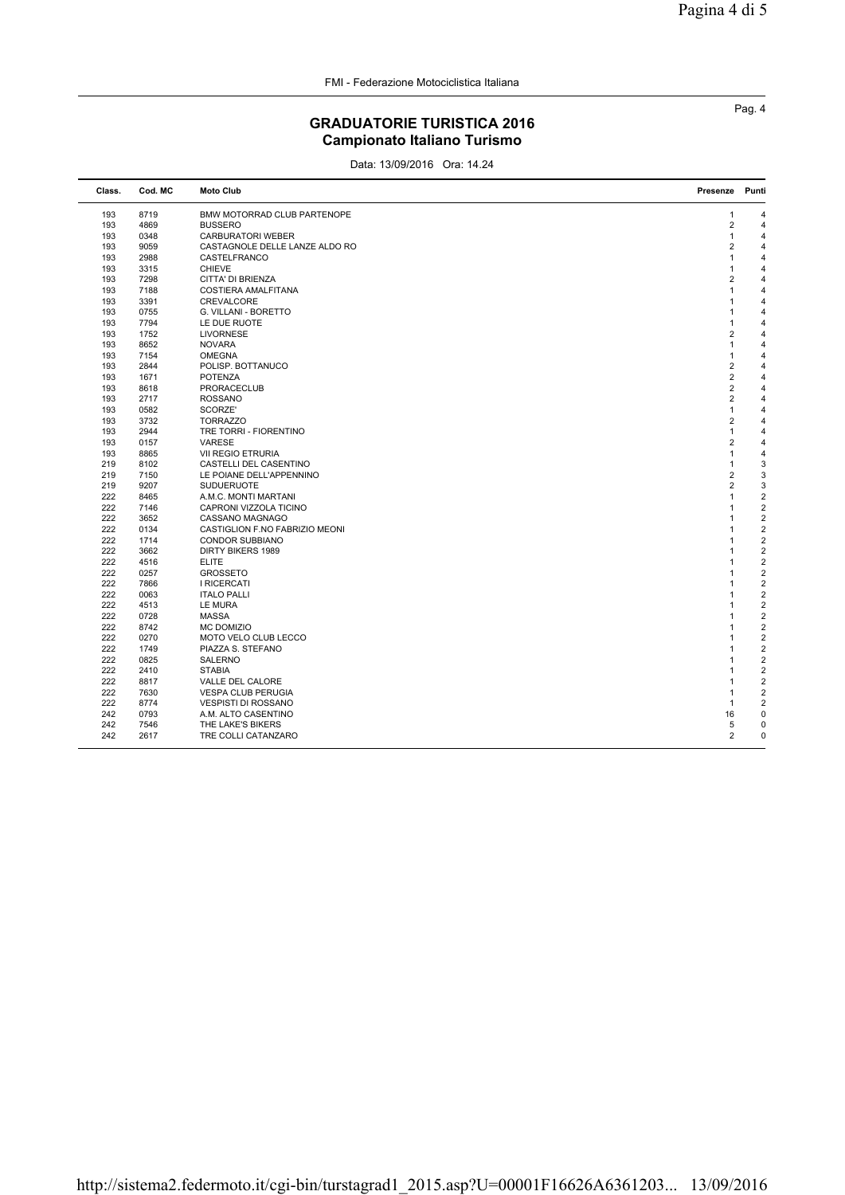FMI - Federazione Motociclistica Italiana

## GRADUATORIE TURISTICA 2016
### Campionato Italiano Turismo

Data: 13/09/2016 Ora: 14.24

| Class. | Cod. MC | Moto Club | Presenze | Punti |
|---|---|---|---|---|
| 193 | 8719 | BMW MOTORRAD CLUB PARTENOPE | 1 | 4 |
| 193 | 4869 | BUSSERO | 2 | 4 |
| 193 | 0348 | CARBURATORI WEBER | 1 | 4 |
| 193 | 9059 | CASTAGNOLE DELLE LANZE ALDO RO | 2 | 4 |
| 193 | 2988 | CASTELFRANCO | 1 | 4 |
| 193 | 3315 | CHIEVE | 1 | 4 |
| 193 | 7298 | CITTA' DI BRIENZA | 2 | 4 |
| 193 | 7188 | COSTIERA AMALFITANA | 1 | 4 |
| 193 | 3391 | CREVALCORE | 1 | 4 |
| 193 | 0755 | G. VILLANI - BORETTO | 1 | 4 |
| 193 | 7794 | LE DUE RUOTE | 1 | 4 |
| 193 | 1752 | LIVORNESE | 2 | 4 |
| 193 | 8652 | NOVARA | 1 | 4 |
| 193 | 7154 | OMEGNA | 1 | 4 |
| 193 | 2844 | POLISP. BOTTANUCO | 2 | 4 |
| 193 | 1671 | POTENZA | 2 | 4 |
| 193 | 8618 | PRORACECLUB | 2 | 4 |
| 193 | 2717 | ROSSANO | 2 | 4 |
| 193 | 0582 | SCORZE' | 1 | 4 |
| 193 | 3732 | TORRAZZO | 2 | 4 |
| 193 | 2944 | TRE TORRI - FIORENTINO | 1 | 4 |
| 193 | 0157 | VARESE | 2 | 4 |
| 193 | 8865 | VII REGIO ETRURIA | 1 | 4 |
| 219 | 8102 | CASTELLI DEL CASENTINO | 1 | 3 |
| 219 | 7150 | LE POIANE DELL'APPENNINO | 2 | 3 |
| 219 | 9207 | SUDUERUOTE | 2 | 3 |
| 222 | 8465 | A.M.C. MONTI MARTANI | 1 | 2 |
| 222 | 7146 | CAPRONI VIZZOLA TICINO | 1 | 2 |
| 222 | 3652 | CASSANO MAGNAGO | 1 | 2 |
| 222 | 0134 | CASTIGLION F.NO FABRIZIO MEONI | 1 | 2 |
| 222 | 1714 | CONDOR SUBBIANO | 1 | 2 |
| 222 | 3662 | DIRTY BIKERS 1989 | 1 | 2 |
| 222 | 4516 | ELITE | 1 | 2 |
| 222 | 0257 | GROSSETO | 1 | 2 |
| 222 | 7866 | I RICERCATI | 1 | 2 |
| 222 | 0063 | ITALO PALLI | 1 | 2 |
| 222 | 4513 | LE MURA | 1 | 2 |
| 222 | 0728 | MASSA | 1 | 2 |
| 222 | 8742 | MC DOMIZIO | 1 | 2 |
| 222 | 0270 | MOTO VELO CLUB LECCO | 1 | 2 |
| 222 | 1749 | PIAZZA S. STEFANO | 1 | 2 |
| 222 | 0825 | SALERNO | 1 | 2 |
| 222 | 2410 | STABIA | 1 | 2 |
| 222 | 8817 | VALLE DEL CALORE | 1 | 2 |
| 222 | 7630 | VESPA CLUB PERUGIA | 1 | 2 |
| 222 | 8774 | VESPISTI DI ROSSANO | 1 | 2 |
| 242 | 0793 | A.M. ALTO CASENTINO | 16 | 0 |
| 242 | 7546 | THE LAKE'S BIKERS | 5 | 0 |
| 242 | 2617 | TRE COLLI CATANZARO | 2 | 0 |